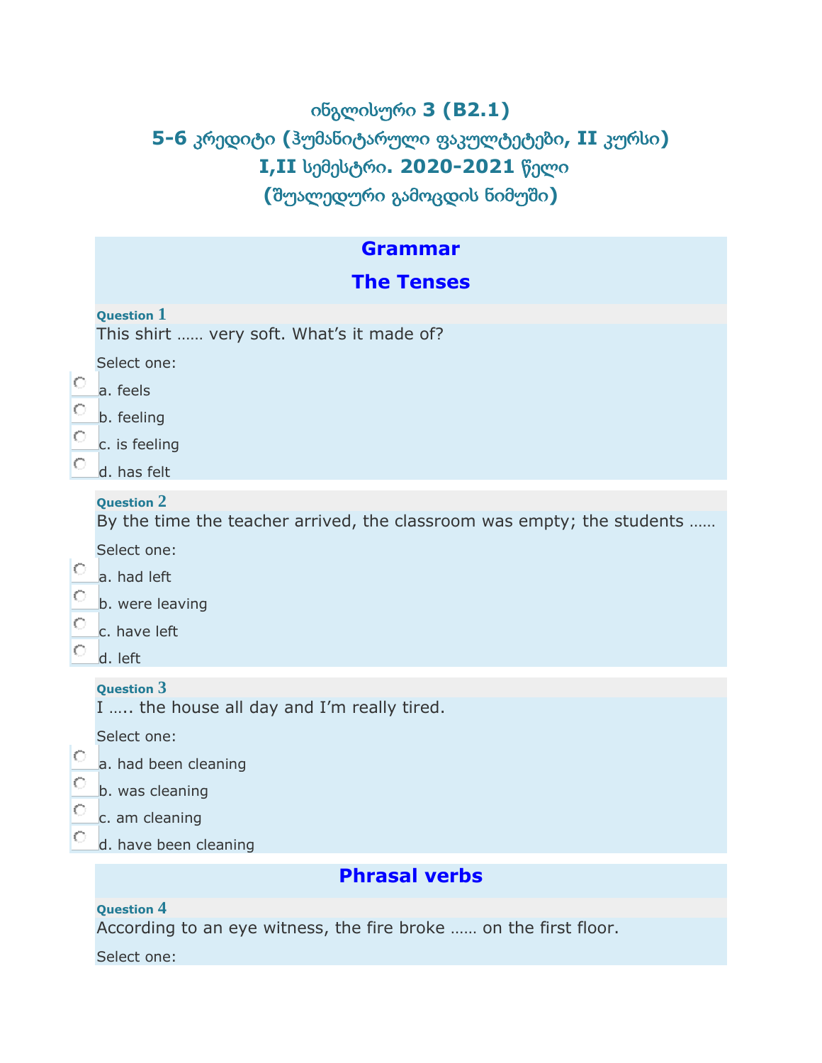# ინგლისური 3 (B2.1)

## 5-6 კრედიტი (ჰუმანიტარული ფაკულტეტები, II კურსი)

## I,II სემესტრი. 2020-2021 წელი

## (შუალედური გამოცდის ნიმუში)

## Grammar

### The Tenses

**Question 1**

This shirt …… very soft. What's it made of?

Select one:

- a. feels
- b. feeling
- c. is feeling
- d. has felt

**Question 2**

By the time the teacher arrived, the classroom was empty; the students ……

Select one:

- a. had left
- b. were leaving
- c. have left
- d. left

**Question 3**

I ….. the house all day and I'm really tired.

Select one:

- a. had been cleaning
- b. was cleaning
- c. am cleaning
- d. have been cleaning

### Phrasal verbs

**Question 4**

According to an eye witness, the fire broke …… on the first floor.

Select one: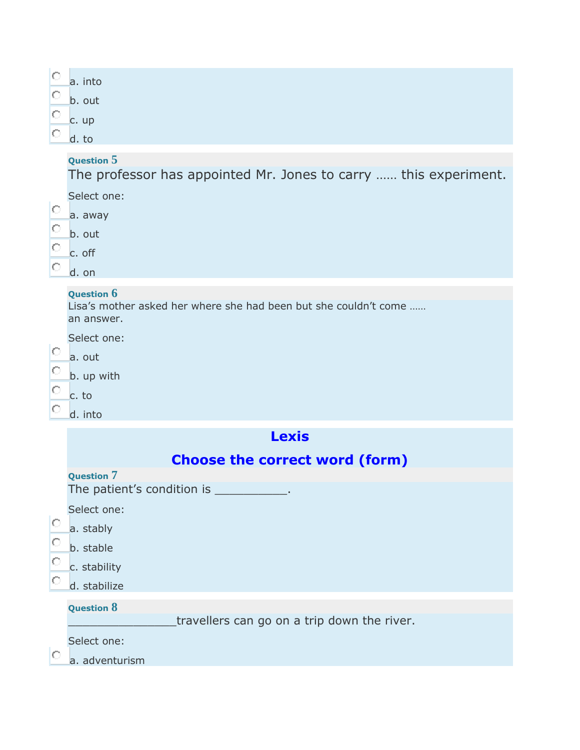a. into

b. out

c. up

d. to

**Question 5**

The professor has appointed Mr. Jones to carry …… this experiment.

Select one:

a. away

b. out

c. off

d. on

**Question 6**

Lisa’s mother asked her where she had been but she couldn’t come …… an answer.

Select one:

a. out

b. up with

c. to

d. into

## Lexis

## Choose the correct word (form)

**Question 7**

The patient’s condition is ___________.

Select one:

a. stably

b. stable

c. stability

d. stabilize

**Question 8**

________________travellers can go on a trip down the river.

Select one:

a. adventurism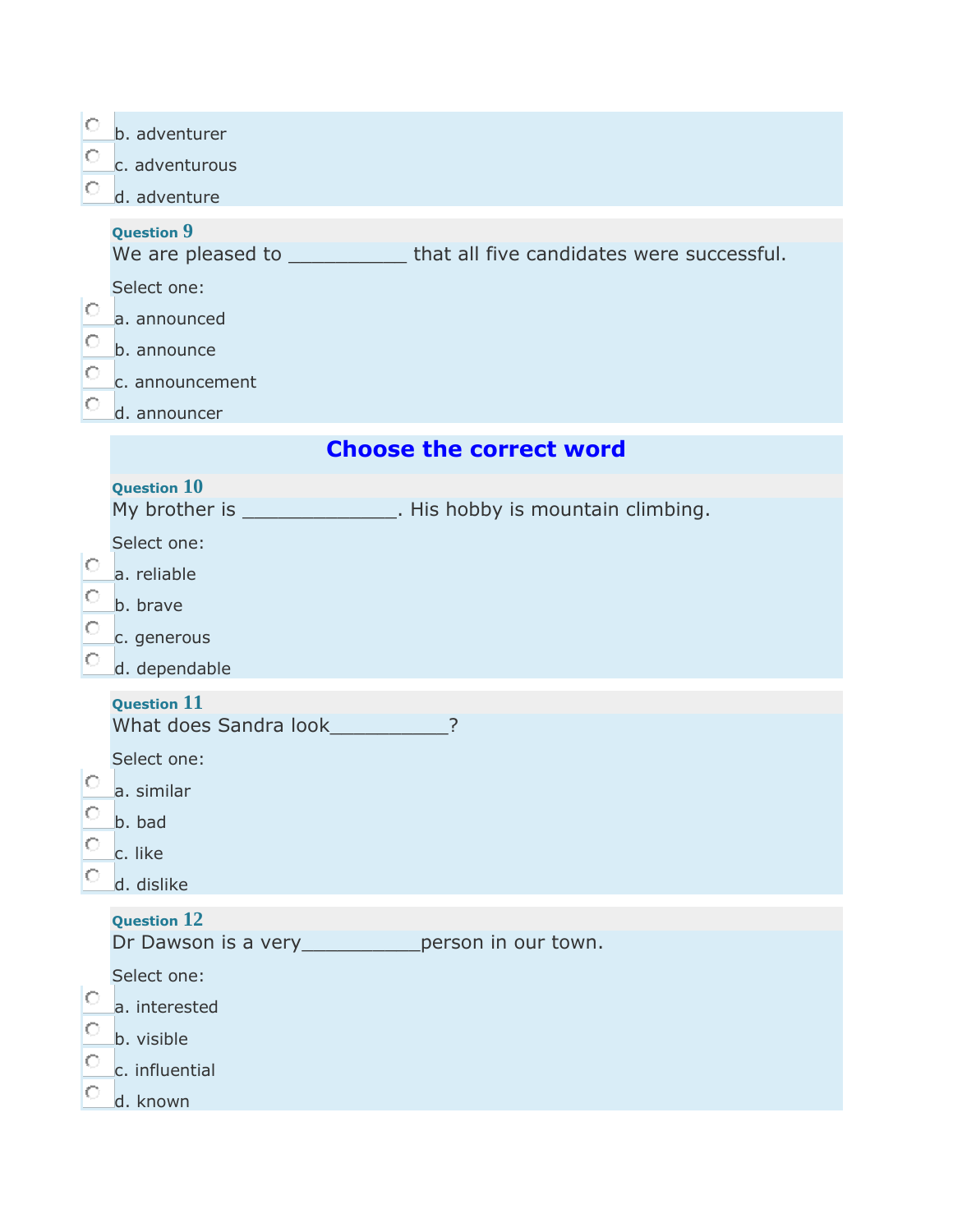b. adventurer

c. adventurous

d. adventure

**Question 9**

We are pleased to ___________ that all five candidates were successful.

Select one:

a. announced

b. announce

c. announcement

d. announcer

## Choose the correct word

**Question 10**

My brother is ______________. His hobby is mountain climbing.

Select one:

a. reliable

b. brave

c. generous

d. dependable

**Question 11**

What does Sandra look___________?

Select one:

a. similar

b. bad

c. like

d. dislike

**Question 12**

Dr Dawson is a very___________person in our town.

Select one:

a. interested

b. visible

c. influential

d. known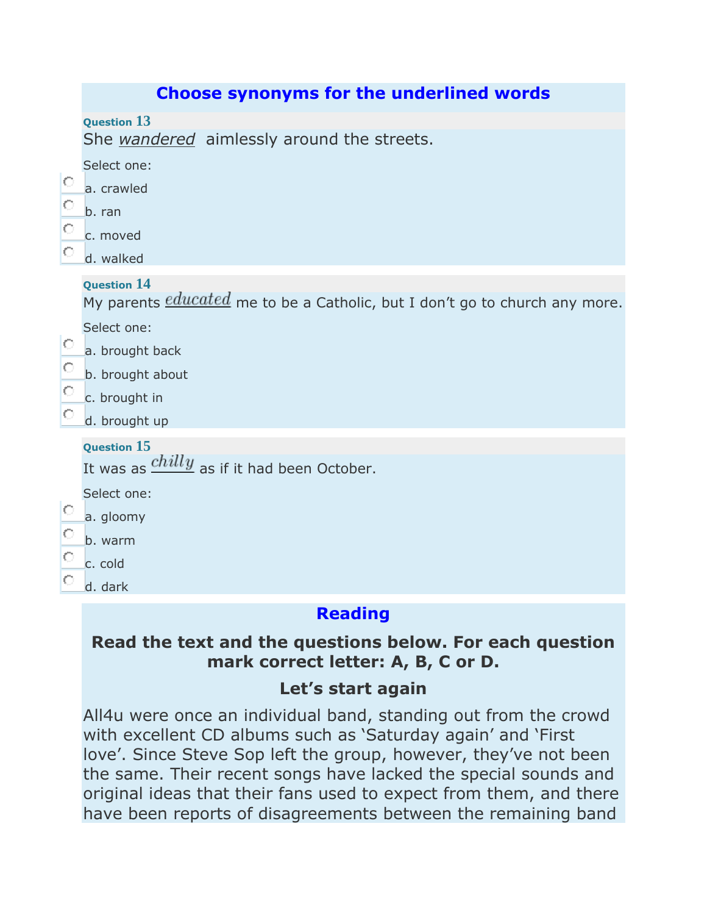## Choose synonyms for the underlined words

**Question 13**

She *wandered* aimlessly around the streets.

Select one:

- a. crawled
- b. ran
- c. moved
- d. walked

**Question 14**

My parents *educated* me to be a Catholic, but I don't go to church any more.

Select one:

- a. brought back
- b. brought about
- c. brought in
- d. brought up

**Question 15**

It was as *chilly* as if it had been October.

Select one:

- a. gloomy
- b. warm
- c. cold
- d. dark

## Reading

**Read the text and the questions below. For each question mark correct letter: A, B, C or D.**

### Let's start again

All4u were once an individual band, standing out from the crowd with excellent CD albums such as 'Saturday again' and 'First love'. Since Steve Sop left the group, however, they've not been the same. Their recent songs have lacked the special sounds and original ideas that their fans used to expect from them, and there have been reports of disagreements between the remaining band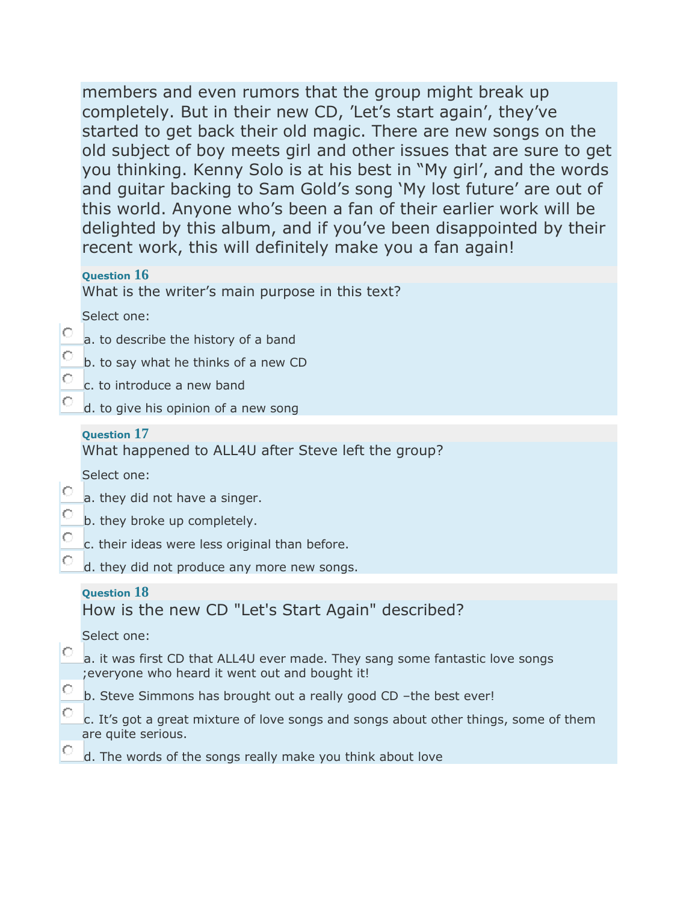members and even rumors that the group might break up completely. But in their new CD, 'Let's start again', they've started to get back their old magic. There are new songs on the old subject of boy meets girl and other issues that are sure to get you thinking. Kenny Solo is at his best in "My girl', and the words and guitar backing to Sam Gold's song 'My lost future' are out of this world. Anyone who's been a fan of their earlier work will be delighted by this album, and if you've been disappointed by their recent work, this will definitely make you a fan again!

**Question 16**

What is the writer's main purpose in this text?

Select one:

- a. to describe the history of a band
- b. to say what he thinks of a new CD
- c. to introduce a new band
- d. to give his opinion of a new song

**Question 17**

What happened to ALL4U after Steve left the group?

Select one:

- a. they did not have a singer.
- b. they broke up completely.
- c. their ideas were less original than before.
- d. they did not produce any more new songs.

**Question 18**

How is the new CD "Let's Start Again" described?

Select one:

- a. it was first CD that ALL4U ever made. They sang some fantastic love songs ;everyone who heard it went out and bought it!
- b. Steve Simmons has brought out a really good CD –the best ever!
- c. It's got a great mixture of love songs and songs about other things, some of them are quite serious.
- d. The words of the songs really make you think about love